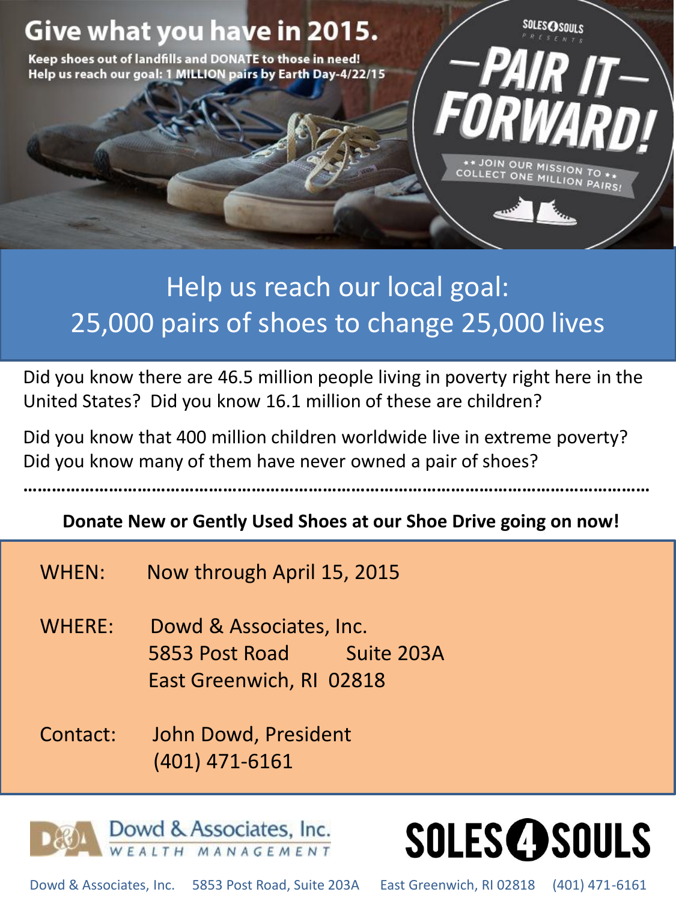# Give what you have in 2015.

**Keep shoes out of landfills and DONATE to those in need!**
**Help us reach our goal: 1 MILLION pairs by Earth Day-4/22/15**

SOLES4SOULS PRESENTS

# —PAIR IT— FORWARD!

** JOIN OUR MISSION TO COLLECT ONE MILLION PAIRS! **

## Help us reach our local goal: 25,000 pairs of shoes to change 25,000 lives

Did you know there are 46.5 million people living in poverty right here in the United States? Did you know 16.1 million of these are children?

Did you know that 400 million children worldwide live in extreme poverty? Did you know many of them have never owned a pair of shoes?

……………………………………………………………………………………………………………………

**Donate New or Gently Used Shoes at our Shoe Drive going on now!**

WHEN: Now through April 15, 2015

WHERE: Dowd & Associates, Inc.
5853 Post Road Suite 203A
East Greenwich, RI 02818

Contact: John Dowd, President
(401) 471-6161

Dowd & Associates, Inc. WEALTH MANAGEMENT

SOLES4SOULS

Dowd & Associates, Inc. 5853 Post Road, Suite 203A East Greenwich, RI 02818 (401) 471-6161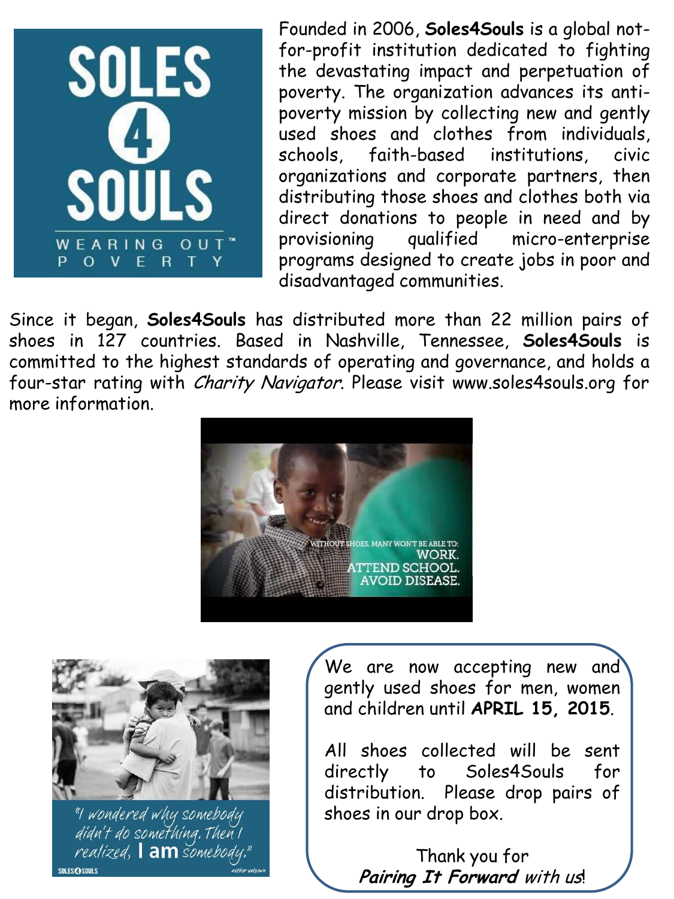Founded in 2006, **Soles4Souls** is a global not-for-profit institution dedicated to fighting the devastating impact and perpetuation of poverty. The organization advances its anti-poverty mission by collecting new and gently used shoes and clothes from individuals, schools, faith-based institutions, civic organizations and corporate partners, then distributing those shoes and clothes both via direct donations to people in need and by provisioning qualified micro-enterprise programs designed to create jobs in poor and disadvantaged communities.

Since it began, **Soles4Souls** has distributed more than 22 million pairs of shoes in 127 countries. Based in Nashville, Tennessee, **Soles4Souls** is committed to the highest standards of operating and governance, and holds a four-star rating with *Charity Navigator*. Please visit www.soles4souls.org for more information.

We are now accepting new and gently used shoes for men, women and children until **APRIL 15, 2015**.

All shoes collected will be sent directly to Soles4Souls for distribution. Please drop pairs of shoes in our drop box.

Thank you for
***Pairing It Forward** with us*!